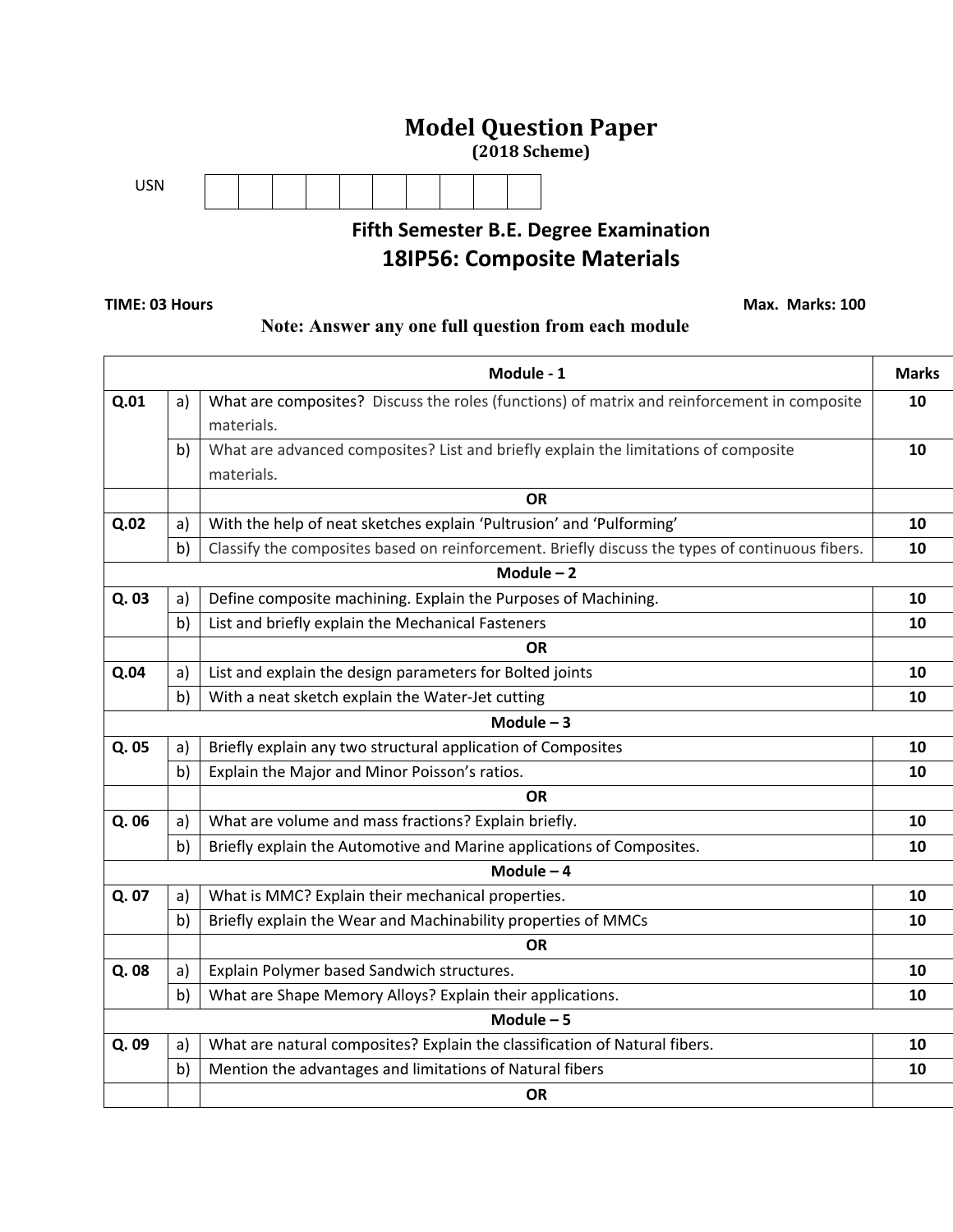# Model Question Paper

**(2018 Scheme)**

USN | | | | | | | | | | |

## Fifth Semester B.E. Degree Examination

## 18IP56: Composite Materials

**TIME: 03 Hours** **Max. Marks: 100**

**Note: Answer any one full question from each module**

| | | Module - 1 | Marks |
|---|---|---|---|
| Q.01 | a) | What are composites? Discuss the roles (functions) of matrix and reinforcement in composite materials. | 10 |
| | b) | What are advanced composites? List and briefly explain the limitations of composite materials. | 10 |
| | | OR | |
| Q.02 | a) | With the help of neat sketches explain 'Pultrusion' and 'Pulforming' | 10 |
| | b) | Classify the composites based on reinforcement. Briefly discuss the types of continuous fibers. | 10 |
| | | Module – 2 | |
| Q. 03 | a) | Define composite machining. Explain the Purposes of Machining. | 10 |
| | b) | List and briefly explain the Mechanical Fasteners | 10 |
| | | OR | |
| Q.04 | a) | List and explain the design parameters for Bolted joints | 10 |
| | b) | With a neat sketch explain the Water-Jet cutting | 10 |
| | | Module – 3 | |
| Q. 05 | a) | Briefly explain any two structural application of Composites | 10 |
| | b) | Explain the Major and Minor Poisson's ratios. | 10 |
| | | OR | |
| Q. 06 | a) | What are volume and mass fractions? Explain briefly. | 10 |
| | b) | Briefly explain the Automotive and Marine applications of Composites. | 10 |
| | | Module – 4 | |
| Q. 07 | a) | What is MMC? Explain their mechanical properties. | 10 |
| | b) | Briefly explain the Wear and Machinability properties of MMCs | 10 |
| | | OR | |
| Q. 08 | a) | Explain Polymer based Sandwich structures. | 10 |
| | b) | What are Shape Memory Alloys? Explain their applications. | 10 |
| | | Module – 5 | |
| Q. 09 | a) | What are natural composites? Explain the classification of Natural fibers. | 10 |
| | b) | Mention the advantages and limitations of Natural fibers | 10 |
| | | OR | |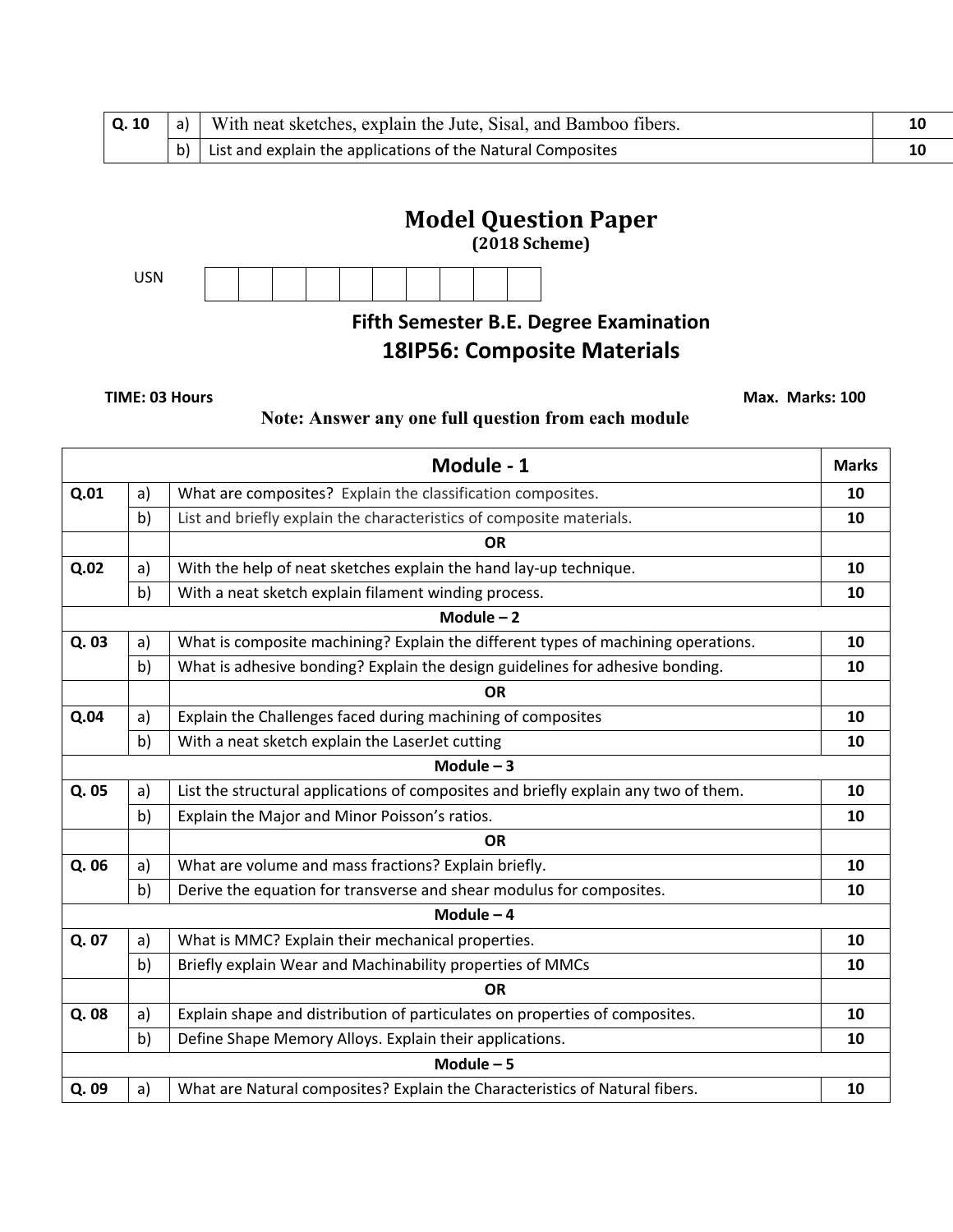| Q. 10 | a) | With neat sketches, explain the Jute, Sisal, and Bamboo fibers. | 10 |
|---|---|---|---|
| | b) | List and explain the applications of the Natural Composites | 10 |

# Model Question Paper

**(2018 Scheme)**

USN | | | | | | | | | | |

## Fifth Semester B.E. Degree Examination

## 18IP56: Composite Materials

**TIME: 03 Hours** **Max. Marks: 100**

**Note: Answer any one full question from each module**

| | | **Module - 1** | **Marks** |
|---|---|---|---|
| **Q.01** | a) | What are composites? Explain the classification composites. | **10** |
| | b) | List and briefly explain the characteristics of composite materials. | **10** |
| | | **OR** | |
| **Q.02** | a) | With the help of neat sketches explain the hand lay-up technique. | **10** |
| | b) | With a neat sketch explain filament winding process. | **10** |
| | | **Module – 2** | |
| **Q. 03** | a) | What is composite machining? Explain the different types of machining operations. | **10** |
| | b) | What is adhesive bonding? Explain the design guidelines for adhesive bonding. | **10** |
| | | **OR** | |
| **Q.04** | a) | Explain the Challenges faced during machining of composites | **10** |
| | b) | With a neat sketch explain the LaserJet cutting | **10** |
| | | **Module – 3** | |
| **Q. 05** | a) | List the structural applications of composites and briefly explain any two of them. | **10** |
| | b) | Explain the Major and Minor Poisson's ratios. | **10** |
| | | **OR** | |
| **Q. 06** | a) | What are volume and mass fractions? Explain briefly. | **10** |
| | b) | Derive the equation for transverse and shear modulus for composites. | **10** |
| | | **Module – 4** | |
| **Q. 07** | a) | What is MMC? Explain their mechanical properties. | **10** |
| | b) | Briefly explain Wear and Machinability properties of MMCs | **10** |
| | | **OR** | |
| **Q. 08** | a) | Explain shape and distribution of particulates on properties of composites. | **10** |
| | b) | Define Shape Memory Alloys. Explain their applications. | **10** |
| | | **Module – 5** | |
| **Q. 09** | a) | What are Natural composites? Explain the Characteristics of Natural fibers. | **10** |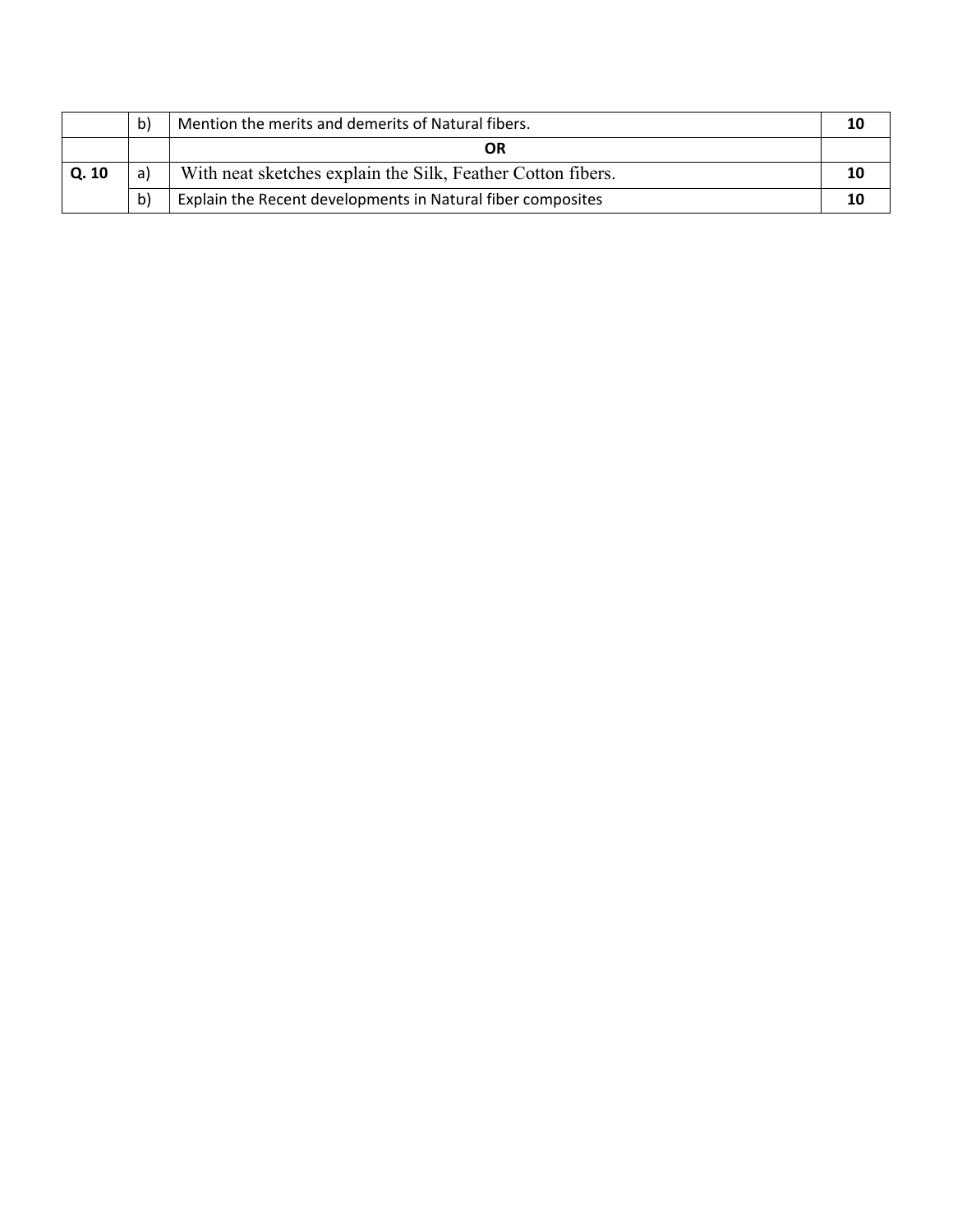| | | | |
|---|---|---|---|
| | b) | Mention the merits and demerits of Natural fibers. | **10** |
| | | **OR** | |
| **Q. 10** | a) | With neat sketches explain the Silk, Feather Cotton fibers. | **10** |
| | b) | Explain the Recent developments in Natural fiber composites | **10** |